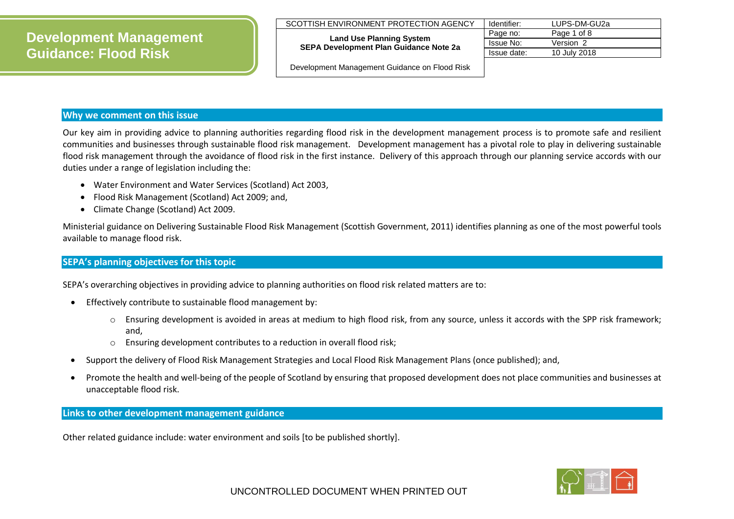# Development Management Guidance: Flood Risk

| SCOTTISH ENVIRONMENT PROTECTION AGENCY | Identifier: | LUPS-DM-GU2a |
|---|---|---|
| **Land Use Planning System** **SEPA Development Plan Guidance Note 2a** | Page no: | Page 1 of 8 |
| | Issue No: | Version 2 |
| | Issue date: | 10 July 2018 |
| Development Management Guidance on Flood Risk | | |

## Why we comment on this issue

Our key aim in providing advice to planning authorities regarding flood risk in the development management process is to promote safe and resilient communities and businesses through sustainable flood risk management. Development management has a pivotal role to play in delivering sustainable flood risk management through the avoidance of flood risk in the first instance. Delivery of this approach through our planning service accords with our duties under a range of legislation including the:

- Water Environment and Water Services (Scotland) Act 2003,
- Flood Risk Management (Scotland) Act 2009; and,
- Climate Change (Scotland) Act 2009.

Ministerial guidance on Delivering Sustainable Flood Risk Management (Scottish Government, 2011) identifies planning as one of the most powerful tools available to manage flood risk.

## SEPA's planning objectives for this topic

SEPA's overarching objectives in providing advice to planning authorities on flood risk related matters are to:

- Effectively contribute to sustainable flood management by:
  - Ensuring development is avoided in areas at medium to high flood risk, from any source, unless it accords with the SPP risk framework; and,
  - Ensuring development contributes to a reduction in overall flood risk;
- Support the delivery of Flood Risk Management Strategies and Local Flood Risk Management Plans (once published); and,
- Promote the health and well-being of the people of Scotland by ensuring that proposed development does not place communities and businesses at unacceptable flood risk.

## Links to other development management guidance

Other related guidance include: water environment and soils [to be published shortly].

UNCONTROLLED DOCUMENT WHEN PRINTED OUT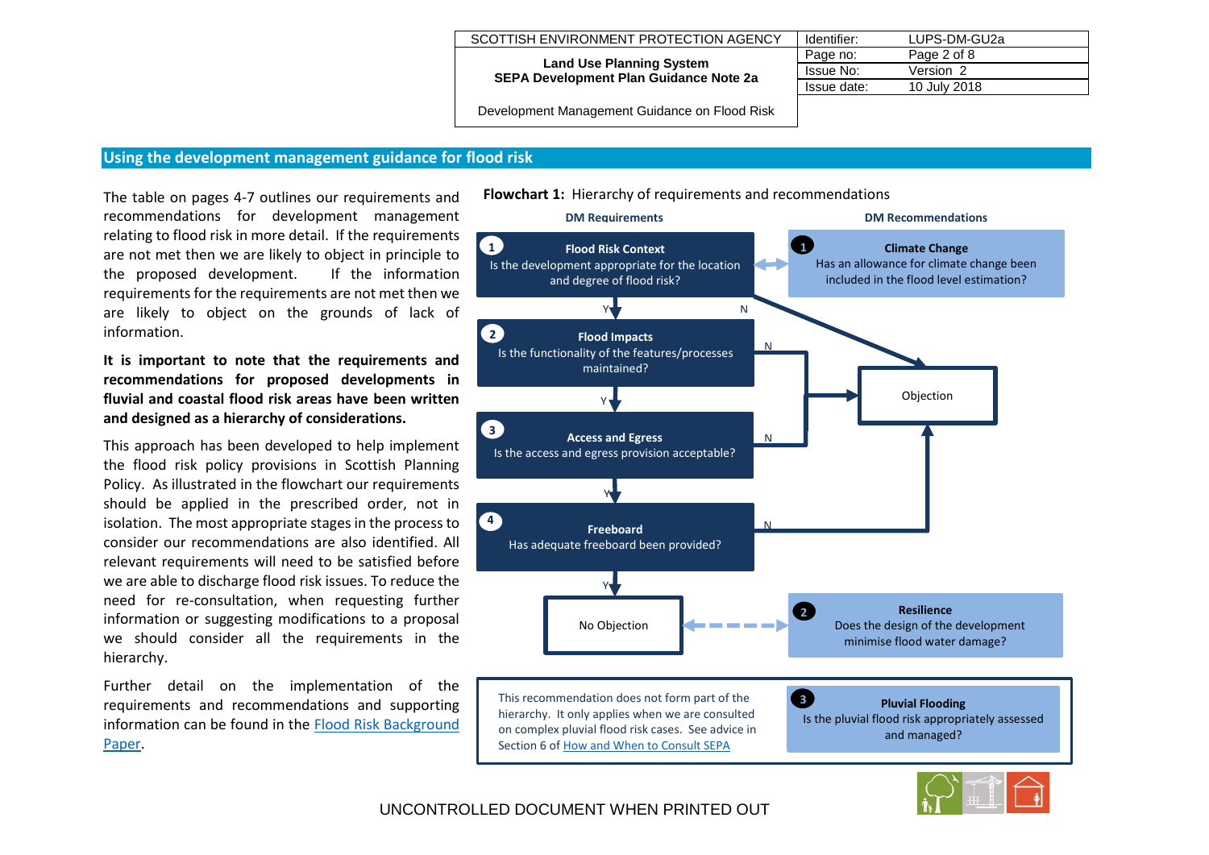## Using the development management guidance for flood risk

The table on pages 4-7 outlines our requirements and recommendations for development management relating to flood risk in more detail. If the requirements are not met then we are likely to object in principle to the proposed development. If the information requirements for the requirements are not met then we are likely to object on the grounds of lack of information.

**It is important to note that the requirements and recommendations for proposed developments in fluvial and coastal flood risk areas have been written and designed as a hierarchy of considerations.**

This approach has been developed to help implement the flood risk policy provisions in Scottish Planning Policy. As illustrated in the flowchart our requirements should be applied in the prescribed order, not in isolation. The most appropriate stages in the process to consider our recommendations are also identified. All relevant requirements will need to be satisfied before we are able to discharge flood risk issues. To reduce the need for re-consultation, when requesting further information or suggesting modifications to a proposal we should consider all the requirements in the hierarchy.

Further detail on the implementation of the requirements and recommendations and supporting information can be found in the [Flood Risk Background Paper](#).

**Flowchart 1:** Hierarchy of requirements and recommendations

**DM Requirements**

1. **Flood Risk Context** – Is the development appropriate for the location and degree of flood risk? (Y → 2; N → Objection)
2. **Flood Impacts** – Is the functionality of the features/processes maintained? (Y → 3; N → Objection)
3. **Access and Egress** – Is the access and egress provision acceptable? (Y → 4; N → Objection)
4. **Freeboard** – Has adequate freeboard been provided? (Y → No Objection; N → Objection)

**DM Recommendations**

1. **Climate Change** – Has an allowance for climate change been included in the flood level estimation? (linked to Requirement 1)
2. **Resilience** – Does the design of the development minimise flood water damage? (linked to No Objection)
3. **Pluvial Flooding** – Is the pluvial flood risk appropriately assessed and managed?

This recommendation does not form part of the hierarchy. It only applies when we are consulted on complex pluvial flood risk cases. See advice in Section 6 of [How and When to Consult SEPA](#)

UNCONTROLLED DOCUMENT WHEN PRINTED OUT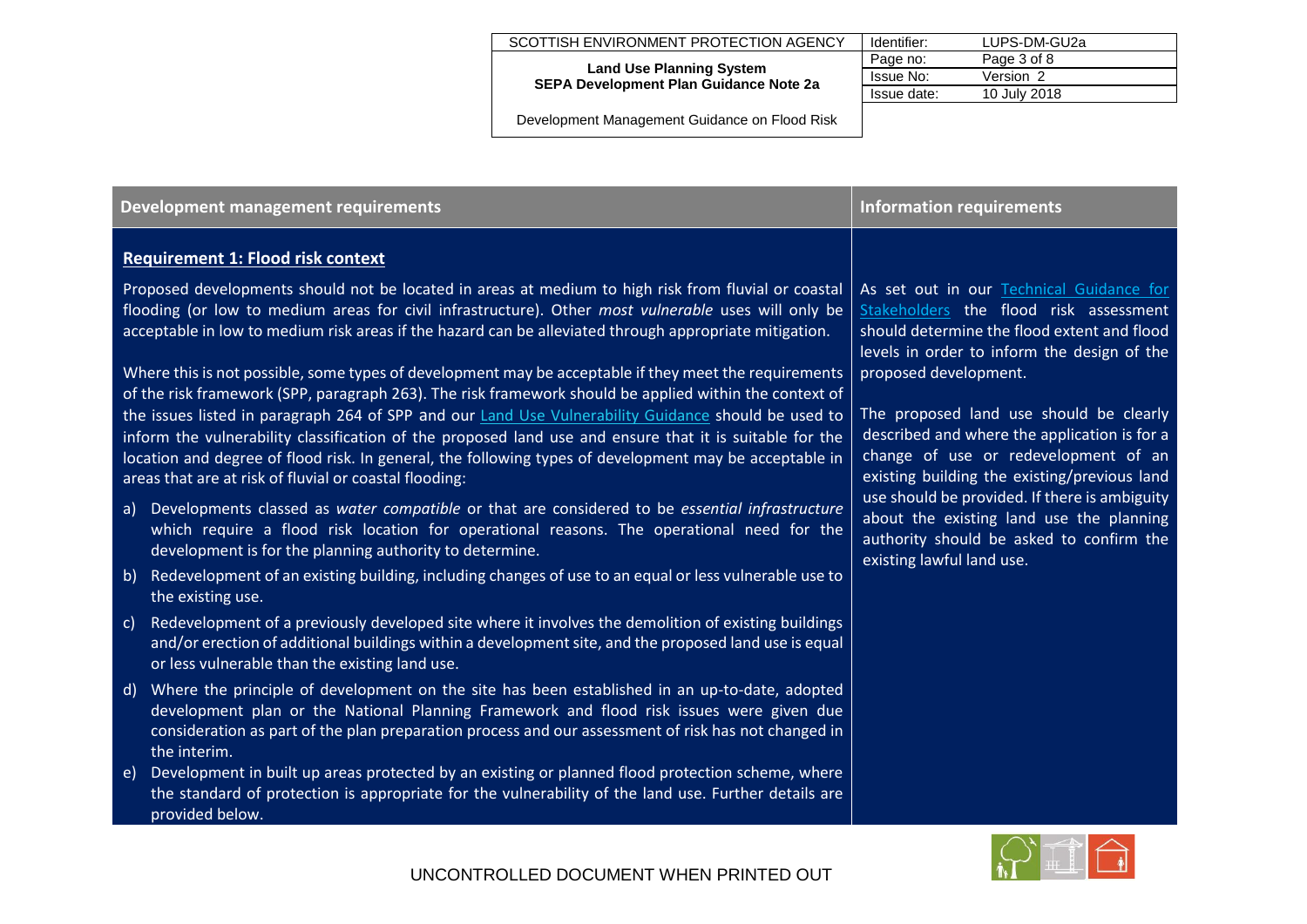| Development management requirements | Information requirements |
| --- | --- |
| **Requirement 1: Flood risk context**<br><br>Proposed developments should not be located in areas at medium to high risk from fluvial or coastal flooding (or low to medium areas for civil infrastructure). Other *most vulnerable* uses will only be acceptable in low to medium risk areas if the hazard can be alleviated through appropriate mitigation.<br><br>Where this is not possible, some types of development may be acceptable if they meet the requirements of the risk framework (SPP, paragraph 263). The risk framework should be applied within the context of the issues listed in paragraph 264 of SPP and our Land Use Vulnerability Guidance should be used to inform the vulnerability classification of the proposed land use and ensure that it is suitable for the location and degree of flood risk. In general, the following types of development may be acceptable in areas that are at risk of fluvial or coastal flooding:<br><br>a) Developments classed as *water compatible* or that are considered to be *essential infrastructure* which require a flood risk location for operational reasons. The operational need for the development is for the planning authority to determine.<br>b) Redevelopment of an existing building, including changes of use to an equal or less vulnerable use to the existing use.<br>c) Redevelopment of a previously developed site where it involves the demolition of existing buildings and/or erection of additional buildings within a development site, and the proposed land use is equal or less vulnerable than the existing land use.<br>d) Where the principle of development on the site has been established in an up-to-date, adopted development plan or the National Planning Framework and flood risk issues were given due consideration as part of the plan preparation process and our assessment of risk has not changed in the interim.<br>e) Development in built up areas protected by an existing or planned flood protection scheme, where the standard of protection is appropriate for the vulnerability of the land use. Further details are provided below. | As set out in our Technical Guidance for Stakeholders the flood risk assessment should determine the flood extent and flood levels in order to inform the design of the proposed development.<br><br>The proposed land use should be clearly described and where the application is for a change of use or redevelopment of an existing building the existing/previous land use should be provided. If there is ambiguity about the existing land use the planning authority should be asked to confirm the existing lawful land use. |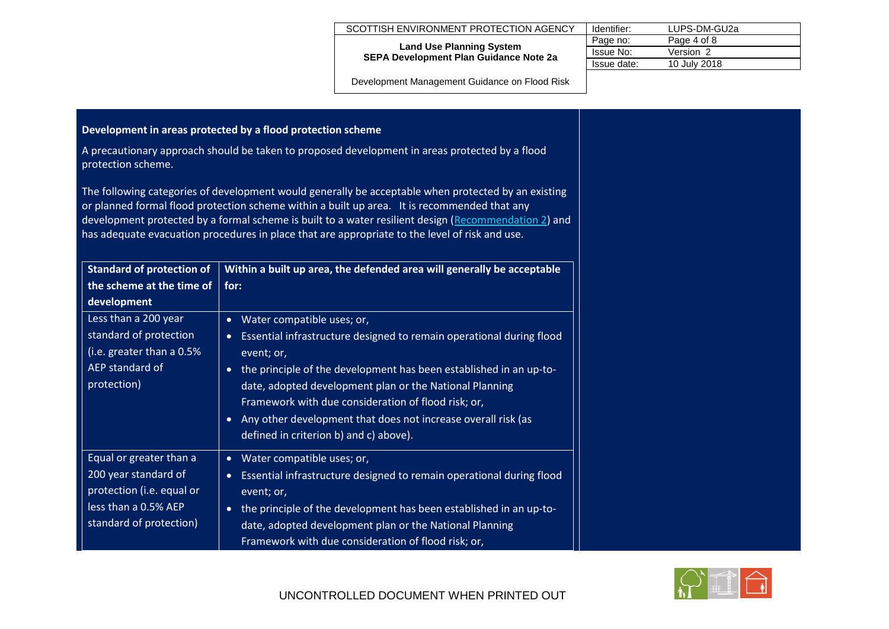**Development in areas protected by a flood protection scheme**

A precautionary approach should be taken to proposed development in areas protected by a flood protection scheme.

The following categories of development would generally be acceptable when protected by an existing or planned formal flood protection scheme within a built up area. It is recommended that any development protected by a formal scheme is built to a water resilient design (Recommendation 2) and has adequate evacuation procedures in place that are appropriate to the level of risk and use.

| Standard of protection of the scheme at the time of development | Within a built up area, the defended area will generally be acceptable for: |
|---|---|
| Less than a 200 year standard of protection (i.e. greater than a 0.5% AEP standard of protection) | • Water compatible uses; or,<br>• Essential infrastructure designed to remain operational during flood event; or,<br>• the principle of the development has been established in an up-to-date, adopted development plan or the National Planning Framework with due consideration of flood risk; or,<br>• Any other development that does not increase overall risk (as defined in criterion b) and c) above). |
| Equal or greater than a 200 year standard of protection (i.e. equal or less than a 0.5% AEP standard of protection) | • Water compatible uses; or,<br>• Essential infrastructure designed to remain operational during flood event; or,<br>• the principle of the development has been established in an up-to-date, adopted development plan or the National Planning Framework with due consideration of flood risk; or, |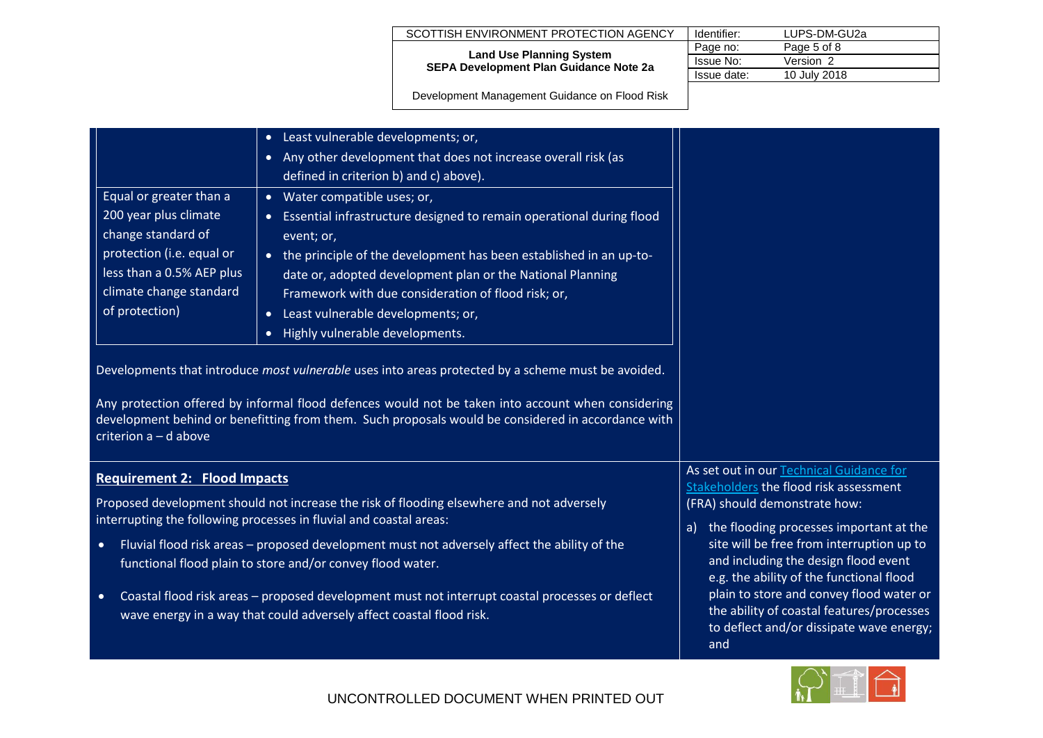| | |
|---|---|
| | • Least vulnerable developments; or,<br>• Any other development that does not increase overall risk (as defined in criterion b) and c) above). |
| Equal or greater than a 200 year plus climate change standard of protection (i.e. equal or less than a 0.5% AEP plus climate change standard of protection) | • Water compatible uses; or,<br>• Essential infrastructure designed to remain operational during flood event; or,<br>• the principle of the development has been established in an up-to-date or, adopted development plan or the National Planning Framework with due consideration of flood risk; or,<br>• Least vulnerable developments; or,<br>• Highly vulnerable developments. |

Developments that introduce *most vulnerable* uses into areas protected by a scheme must be avoided.

Any protection offered by informal flood defences would not be taken into account when considering development behind or benefitting from them. Such proposals would be considered in accordance with criterion a – d above

**Requirement 2: Flood Impacts**

Proposed development should not increase the risk of flooding elsewhere and not adversely interrupting the following processes in fluvial and coastal areas:

- Fluvial flood risk areas – proposed development must not adversely affect the ability of the functional flood plain to store and/or convey flood water.
- Coastal flood risk areas – proposed development must not interrupt coastal processes or deflect wave energy in a way that could adversely affect coastal flood risk.

As set out in our Technical Guidance for Stakeholders the flood risk assessment (FRA) should demonstrate how:

a) the flooding processes important at the site will be free from interruption up to and including the design flood event e.g. the ability of the functional flood plain to store and convey flood water or the ability of coastal features/processes to deflect and/or dissipate wave energy; and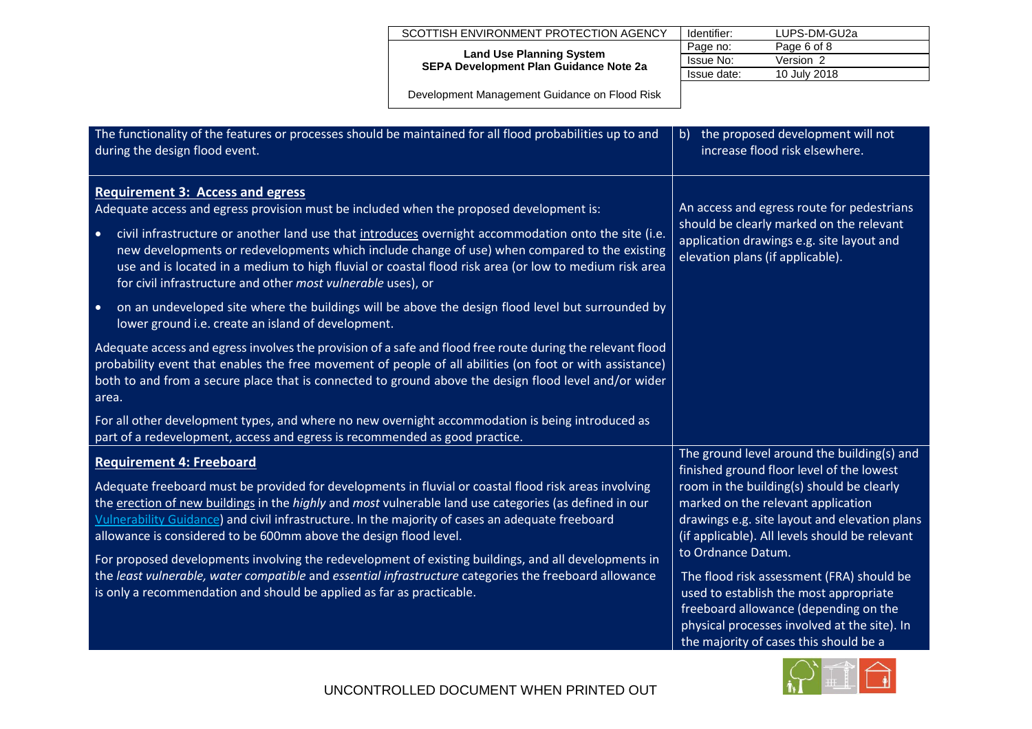| | |
|---|---|
| The functionality of the features or processes should be maintained for all flood probabilities up to and during the design flood event. | b) the proposed development will not increase flood risk elsewhere. |
| **Requirement 3: Access and egress**<br><br>Adequate access and egress provision must be included when the proposed development is:<br><br>• civil infrastructure or another land use that introduces overnight accommodation onto the site (i.e. new developments or redevelopments which include change of use) when compared to the existing use and is located in a medium to high fluvial or coastal flood risk area (or low to medium risk area for civil infrastructure and other *most vulnerable* uses), or<br><br>• on an undeveloped site where the buildings will be above the design flood level but surrounded by lower ground i.e. create an island of development.<br><br>Adequate access and egress involves the provision of a safe and flood free route during the relevant flood probability event that enables the free movement of people of all abilities (on foot or with assistance) both to and from a secure place that is connected to ground above the design flood level and/or wider area.<br><br>For all other development types, and where no new overnight accommodation is being introduced as part of a redevelopment, access and egress is recommended as good practice. | An access and egress route for pedestrians should be clearly marked on the relevant application drawings e.g. site layout and elevation plans (if applicable). |
| **Requirement 4: Freeboard**<br><br>Adequate freeboard must be provided for developments in fluvial or coastal flood risk areas involving the erection of new buildings in the *highly* and *most* vulnerable land use categories (as defined in our Vulnerability Guidance) and civil infrastructure. In the majority of cases an adequate freeboard allowance is considered to be 600mm above the design flood level.<br><br>For proposed developments involving the redevelopment of existing buildings, and all developments in the *least vulnerable, water compatible* and *essential infrastructure* categories the freeboard allowance is only a recommendation and should be applied as far as practicable. | The ground level around the building(s) and finished ground floor level of the lowest room in the building(s) should be clearly marked on the relevant application drawings e.g. site layout and elevation plans (if applicable). All levels should be relevant to Ordnance Datum.<br><br>The flood risk assessment (FRA) should be used to establish the most appropriate freeboard allowance (depending on the physical processes involved at the site). In the majority of cases this should be a |

UNCONTROLLED DOCUMENT WHEN PRINTED OUT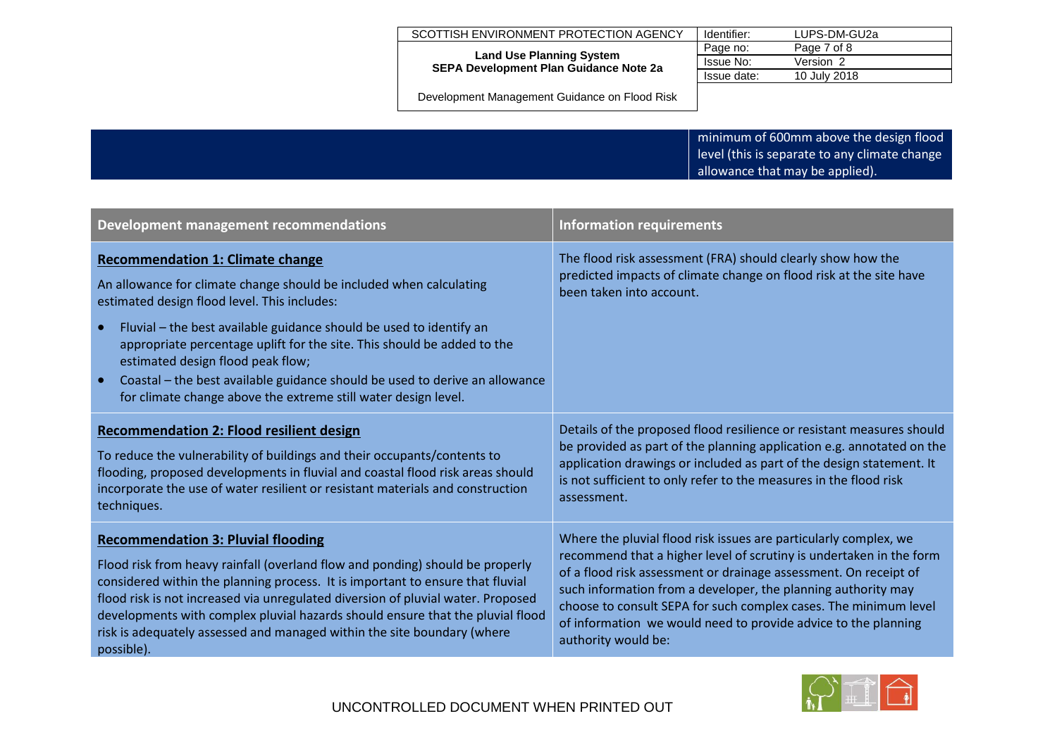| | |
|---|---|
| | minimum of 600mm above the design flood level (this is separate to any climate change allowance that may be applied). |

| Development management recommendations | Information requirements |
|---|---|
| **Recommendation 1: Climate change**<br><br>An allowance for climate change should be included when calculating estimated design flood level. This includes:<br><br>• Fluvial – the best available guidance should be used to identify an appropriate percentage uplift for the site. This should be added to the estimated design flood peak flow;<br>• Coastal – the best available guidance should be used to derive an allowance for climate change above the extreme still water design level. | The flood risk assessment (FRA) should clearly show how the predicted impacts of climate change on flood risk at the site have been taken into account. |
| **Recommendation 2: Flood resilient design**<br><br>To reduce the vulnerability of buildings and their occupants/contents to flooding, proposed developments in fluvial and coastal flood risk areas should incorporate the use of water resilient or resistant materials and construction techniques. | Details of the proposed flood resilience or resistant measures should be provided as part of the planning application e.g. annotated on the application drawings or included as part of the design statement. It is not sufficient to only refer to the measures in the flood risk assessment. |
| **Recommendation 3: Pluvial flooding**<br><br>Flood risk from heavy rainfall (overland flow and ponding) should be properly considered within the planning process. It is important to ensure that fluvial flood risk is not increased via unregulated diversion of pluvial water. Proposed developments with complex pluvial hazards should ensure that the pluvial flood risk is adequately assessed and managed within the site boundary (where possible). | Where the pluvial flood risk issues are particularly complex, we recommend that a higher level of scrutiny is undertaken in the form of a flood risk assessment or drainage assessment. On receipt of such information from a developer, the planning authority may choose to consult SEPA for such complex cases. The minimum level of information we would need to provide advice to the planning authority would be: |

UNCONTROLLED DOCUMENT WHEN PRINTED OUT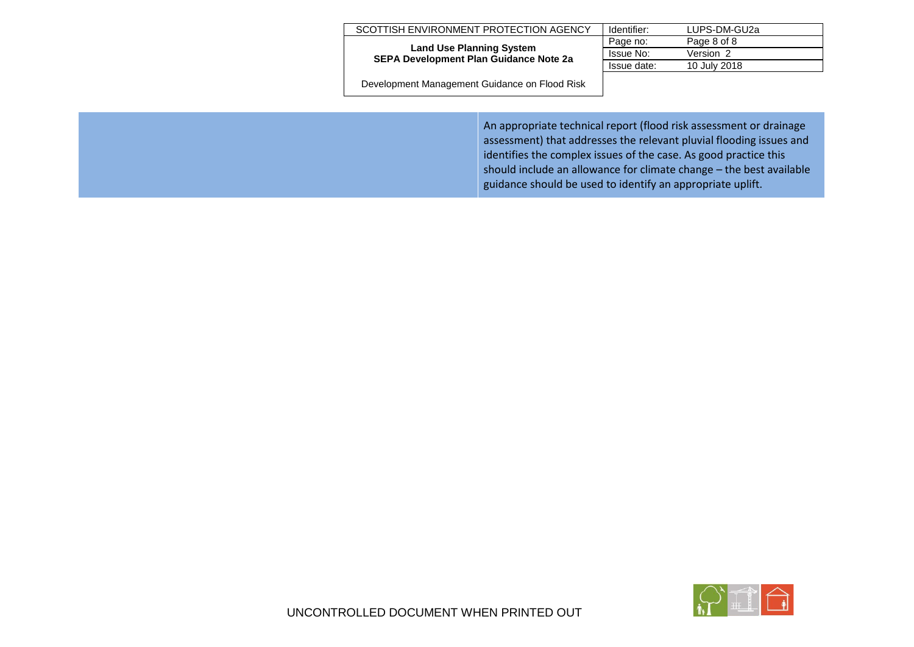| | |
|---|---|
| | An appropriate technical report (flood risk assessment or drainage assessment) that addresses the relevant pluvial flooding issues and identifies the complex issues of the case. As good practice this should include an allowance for climate change – the best available guidance should be used to identify an appropriate uplift. |

UNCONTROLLED DOCUMENT WHEN PRINTED OUT